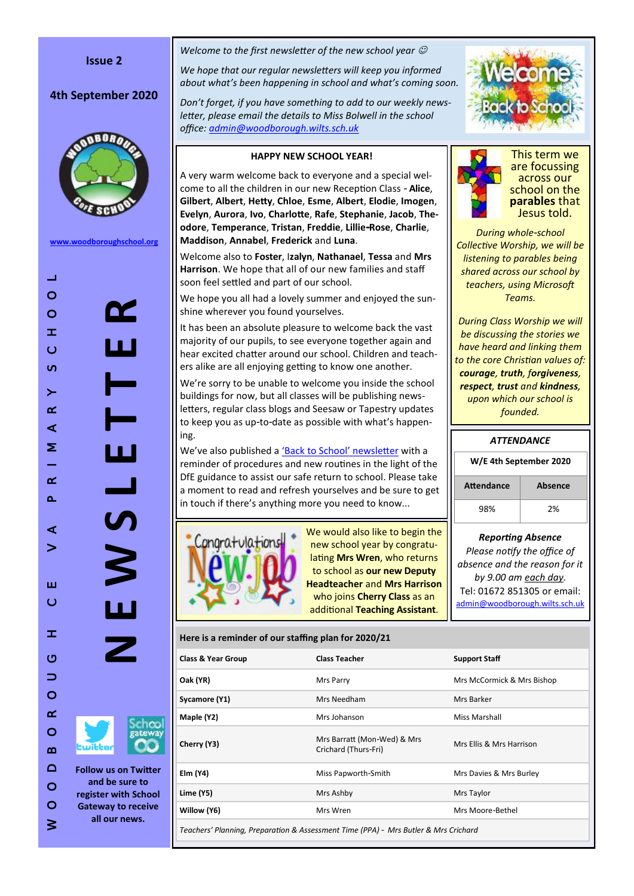Issue 2

4th September 2020

www.woodboroughschool.org

WOODBOROUGH CE VA PRIMARY SCHOOL

# NEWSLETTER

Follow us on Twitter and be sure to register with School Gateway to receive all our news.

*Welcome to the first newsletter of the new school year ☺*

*We hope that our regular newsletters will keep you informed about what's been happening in school and what's coming soon.*

*Don't forget, if you have something to add to our weekly newsletter, please email the details to Miss Bolwell in the school office: admin@woodborough.wilts.sch.uk*

## HAPPY NEW SCHOOL YEAR!

A very warm welcome back to everyone and a special welcome to all the children in our new Reception Class - **Alice**, **Gilbert**, **Albert**, **Hetty**, **Chloe**, **Esme**, **Albert**, **Elodie**, **Imogen**, **Evelyn**, **Aurora**, **Ivo**, **Charlotte**, **Rafe**, **Stephanie**, **Jacob**, **Theodore**, **Temperance**, **Tristan**, **Freddie**, **Lillie-Rose**, **Charlie**, **Maddison**, **Annabel**, **Frederick** and **Luna**.

Welcome also to **Foster**, **Izalyn**, **Nathanael**, **Tessa** and **Mrs Harrison**. We hope that all of our new families and staff soon feel settled and part of our school.

We hope you all had a lovely summer and enjoyed the sunshine wherever you found yourselves.

It has been an absolute pleasure to welcome back the vast majority of our pupils, to see everyone together again and hear excited chatter around our school. Children and teachers alike are all enjoying getting to know one another.

We're sorry to be unable to welcome you inside the school buildings for now, but all classes will be publishing newsletters, regular class blogs and Seesaw or Tapestry updates to keep you as up-to-date as possible with what's happening.

We've also published a 'Back to School' newsletter with a reminder of procedures and new routines in the light of the DfE guidance to assist our safe return to school. Please take a moment to read and refresh yourselves and be sure to get in touch if there's anything more you need to know...

We would also like to begin the new school year by congratulating **Mrs Wren**, who returns to school as **our new Deputy Headteacher** and **Mrs Harrison** who joins **Cherry Class** as an additional **Teaching Assistant**.

This term we are focussing across our school on the **parables** that Jesus told.

*During whole-school Collective Worship, we will be listening to parables being shared across our school by teachers, using Microsoft Teams.*

*During Class Worship we will be discussing the stories we have heard and linking them to the core Christian values of: **courage**, **truth**, **forgiveness**, **respect**, **trust** and **kindness**, upon which our school is founded.*

## *ATTENDANCE*

**W/E 4th September 2020**

| Attendance | Absence |
|---|---|
| 98% | 2% |

***Reporting Absence***

*Please notify the office of absence and the reason for it by 9.00 am each day.*
Tel: 01672 851305 or email: admin@woodborough.wilts.sch.uk

**Here is a reminder of our staffing plan for 2020/21**

| Class & Year Group | Class Teacher | Support Staff |
|---|---|---|
| Oak (YR) | Mrs Parry | Mrs McCormick & Mrs Bishop |
| Sycamore (Y1) | Mrs Needham | Mrs Barker |
| Maple (Y2) | Mrs Johanson | Miss Marshall |
| Cherry (Y3) | Mrs Barratt (Mon-Wed) & Mrs Crichard (Thurs-Fri) | Mrs Ellis & Mrs Harrison |
| Elm (Y4) | Miss Papworth-Smith | Mrs Davies & Mrs Burley |
| Lime (Y5) | Mrs Ashby | Mrs Taylor |
| Willow (Y6) | Mrs Wren | Mrs Moore-Bethel |

*Teachers' Planning, Preparation & Assessment Time (PPA) - Mrs Butler & Mrs Crichard*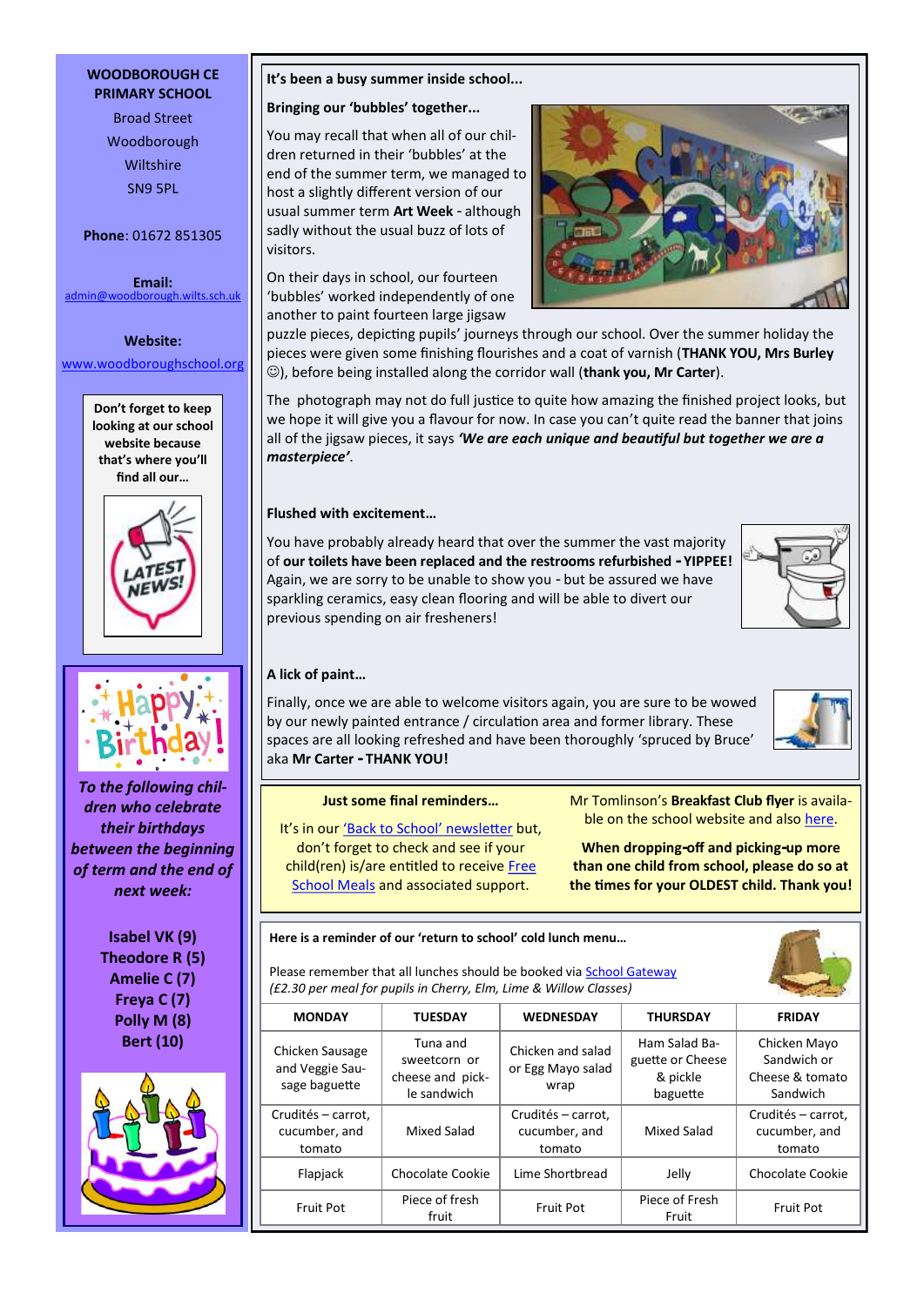**WOODBOROUGH CE PRIMARY SCHOOL**

Broad Street
Woodborough
Wiltshire
SN9 5PL

**Phone**: 01672 851305

**Email:**
admin@woodborough.wilts.sch.uk

**Website:**
www.woodboroughschool.org

**Don't forget to keep looking at our school website because that's where you'll find all our…**

***To the following children who celebrate their birthdays between the beginning of term and the end of next week:***

**Isabel VK (9)**
**Theodore R (5)**
**Amelie C (7)**
**Freya C (7)**
**Polly M (8)**
**Bert (10)**

**It's been a busy summer inside school...**

**Bringing our 'bubbles' together...**

You may recall that when all of our children returned in their 'bubbles' at the end of the summer term, we managed to host a slightly different version of our usual summer term **Art Week** - although sadly without the usual buzz of lots of visitors.

On their days in school, our fourteen 'bubbles' worked independently of one another to paint fourteen large jigsaw puzzle pieces, depicting pupils' journeys through our school. Over the summer holiday the pieces were given some finishing flourishes and a coat of varnish (**THANK YOU, Mrs Burley** ☺), before being installed along the corridor wall (**thank you, Mr Carter**).

The photograph may not do full justice to quite how amazing the finished project looks, but we hope it will give you a flavour for now. In case you can't quite read the banner that joins all of the jigsaw pieces, it says ***'We are each unique and beautiful but together we are a masterpiece'***.

**Flushed with excitement…**

You have probably already heard that over the summer the vast majority of **our toilets have been replaced and the restrooms refurbished - YIPPEE!** Again, we are sorry to be unable to show you - but be assured we have sparkling ceramics, easy clean flooring and will be able to divert our previous spending on air fresheners!

**A lick of paint…**

Finally, once we are able to welcome visitors again, you are sure to be wowed by our newly painted entrance / circulation area and former library. These spaces are all looking refreshed and have been thoroughly 'spruced by Bruce' aka **Mr Carter - THANK YOU!**

**Just some final reminders…**

It's in our 'Back to School' newsletter but, don't forget to check and see if your child(ren) is/are entitled to receive Free School Meals and associated support.

Mr Tomlinson's **Breakfast Club flyer** is available on the school website and also here.

**When dropping-off and picking-up more than one child from school, please do so at the times for your OLDEST child. Thank you!**

**Here is a reminder of our 'return to school' cold lunch menu…**

Please remember that all lunches should be booked via School Gateway
*(£2.30 per meal for pupils in Cherry, Elm, Lime & Willow Classes)*

| MONDAY | TUESDAY | WEDNESDAY | THURSDAY | FRIDAY |
|---|---|---|---|---|
| Chicken Sausage and Veggie Sausage baguette | Tuna and sweetcorn or cheese and pickle sandwich | Chicken and salad or Egg Mayo salad wrap | Ham Salad Baguette or Cheese & pickle baguette | Chicken Mayo Sandwich or Cheese & tomato Sandwich |
| Crudités – carrot, cucumber, and tomato | Mixed Salad | Crudités – carrot, cucumber, and tomato | Mixed Salad | Crudités – carrot, cucumber, and tomato |
| Flapjack | Chocolate Cookie | Lime Shortbread | Jelly | Chocolate Cookie |
| Fruit Pot | Piece of fresh fruit | Fruit Pot | Piece of Fresh Fruit | Fruit Pot |